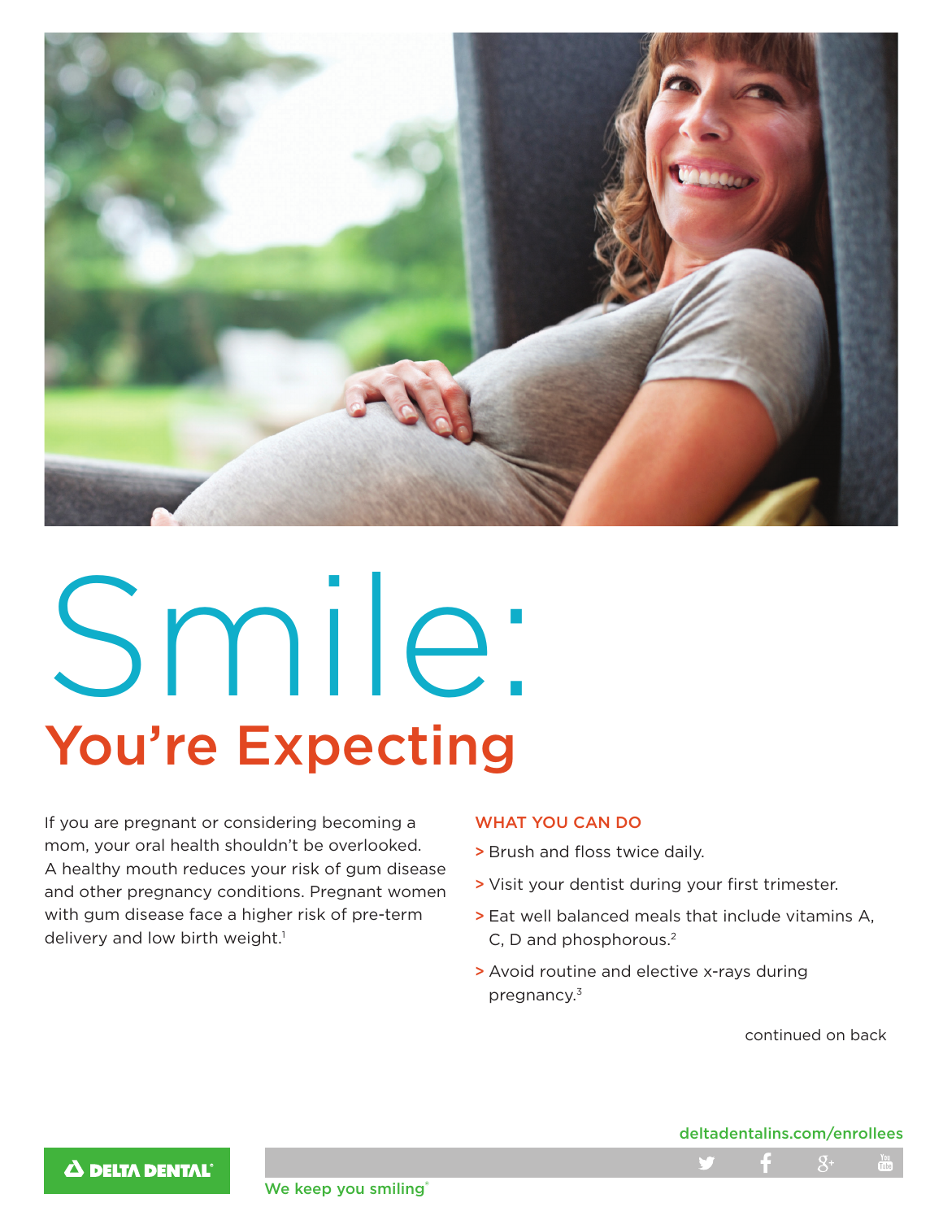# Smile:

## You're Expecting

If you are pregnant or considering becoming a mom, your oral health shouldn't be overlooked. A healthy mouth reduces your risk of gum disease and other pregnancy conditions. Pregnant women with gum disease face a higher risk of pre-term delivery and low birth weight.[1]

### WHAT YOU CAN DO

- Brush and floss twice daily.
- Visit your dentist during your first trimester.
- Eat well balanced meals that include vitamins A, C, D and phosphorous.[2]
- Avoid routine and elective x-rays during pregnancy.[3]

continued on back

deltadentalins.com/enrollees

DELTA DENTAL

We keep you smiling®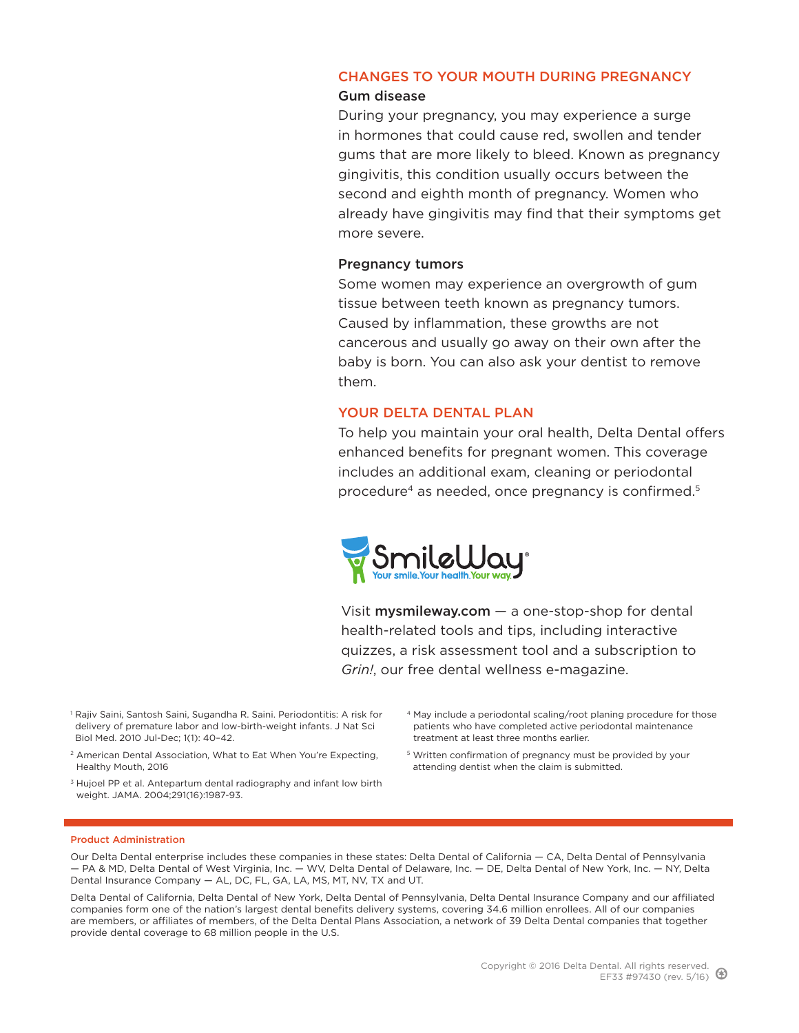## CHANGES TO YOUR MOUTH DURING PREGNANCY

### Gum disease

During your pregnancy, you may experience a surge in hormones that could cause red, swollen and tender gums that are more likely to bleed. Known as pregnancy gingivitis, this condition usually occurs between the second and eighth month of pregnancy. Women who already have gingivitis may find that their symptoms get more severe.

### Pregnancy tumors

Some women may experience an overgrowth of gum tissue between teeth known as pregnancy tumors. Caused by inflammation, these growths are not cancerous and usually go away on their own after the baby is born. You can also ask your dentist to remove them.

## YOUR DELTA DENTAL PLAN

To help you maintain your oral health, Delta Dental offers enhanced benefits for pregnant women. This coverage includes an additional exam, cleaning or periodontal procedure[4] as needed, once pregnancy is confirmed.[5]

SmileWay®
Your smile. Your health. Your way.

Visit **mysmileway.com** — a one-stop-shop for dental health-related tools and tips, including interactive quizzes, a risk assessment tool and a subscription to *Grin!*, our free dental wellness e-magazine.

[1] Rajiv Saini, Santosh Saini, Sugandha R. Saini. Periodontitis: A risk for delivery of premature labor and low-birth-weight infants. J Nat Sci Biol Med. 2010 Jul-Dec; 1(1): 40–42.

[2] American Dental Association, What to Eat When You're Expecting, Healthy Mouth, 2016

[3] Hujoel PP et al. Antepartum dental radiography and infant low birth weight. JAMA. 2004;291(16):1987-93.

[4] May include a periodontal scaling/root planing procedure for those patients who have completed active periodontal maintenance treatment at least three months earlier.

[5] Written confirmation of pregnancy must be provided by your attending dentist when the claim is submitted.

**Product Administration**

Our Delta Dental enterprise includes these companies in these states: Delta Dental of California — CA, Delta Dental of Pennsylvania — PA & MD, Delta Dental of West Virginia, Inc. — WV, Delta Dental of Delaware, Inc. — DE, Delta Dental of New York, Inc. — NY, Delta Dental Insurance Company — AL, DC, FL, GA, LA, MS, MT, NV, TX and UT.

Delta Dental of California, Delta Dental of New York, Delta Dental of Pennsylvania, Delta Dental Insurance Company and our affiliated companies form one of the nation's largest dental benefits delivery systems, covering 34.6 million enrollees. All of our companies are members, or affiliates of members, of the Delta Dental Plans Association, a network of 39 Delta Dental companies that together provide dental coverage to 68 million people in the U.S.

Copyright © 2016 Delta Dental. All rights reserved.
EF33 #97430 (rev. 5/16)